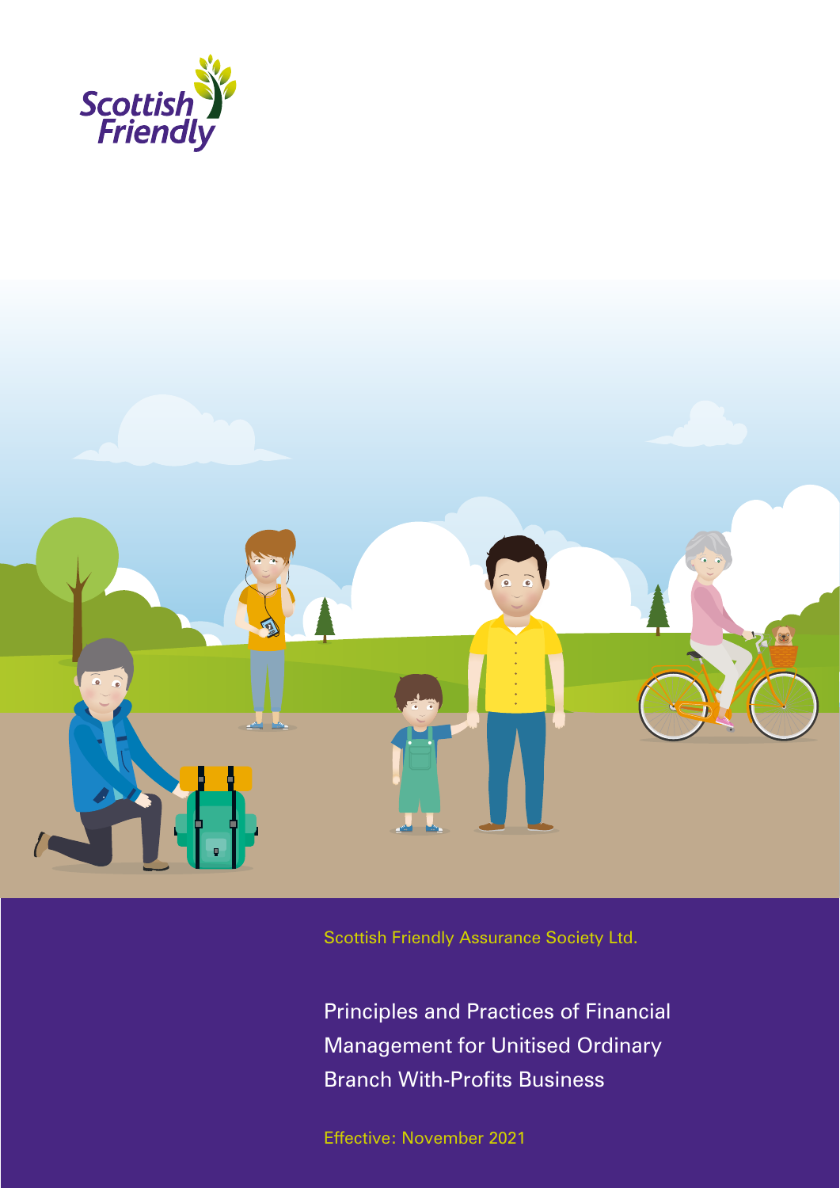Scottish Friendly

Scottish Friendly Assurance Society Ltd.

# Principles and Practices of Financial Management for Unitised Ordinary Branch With-Profits Business

Effective: November 2021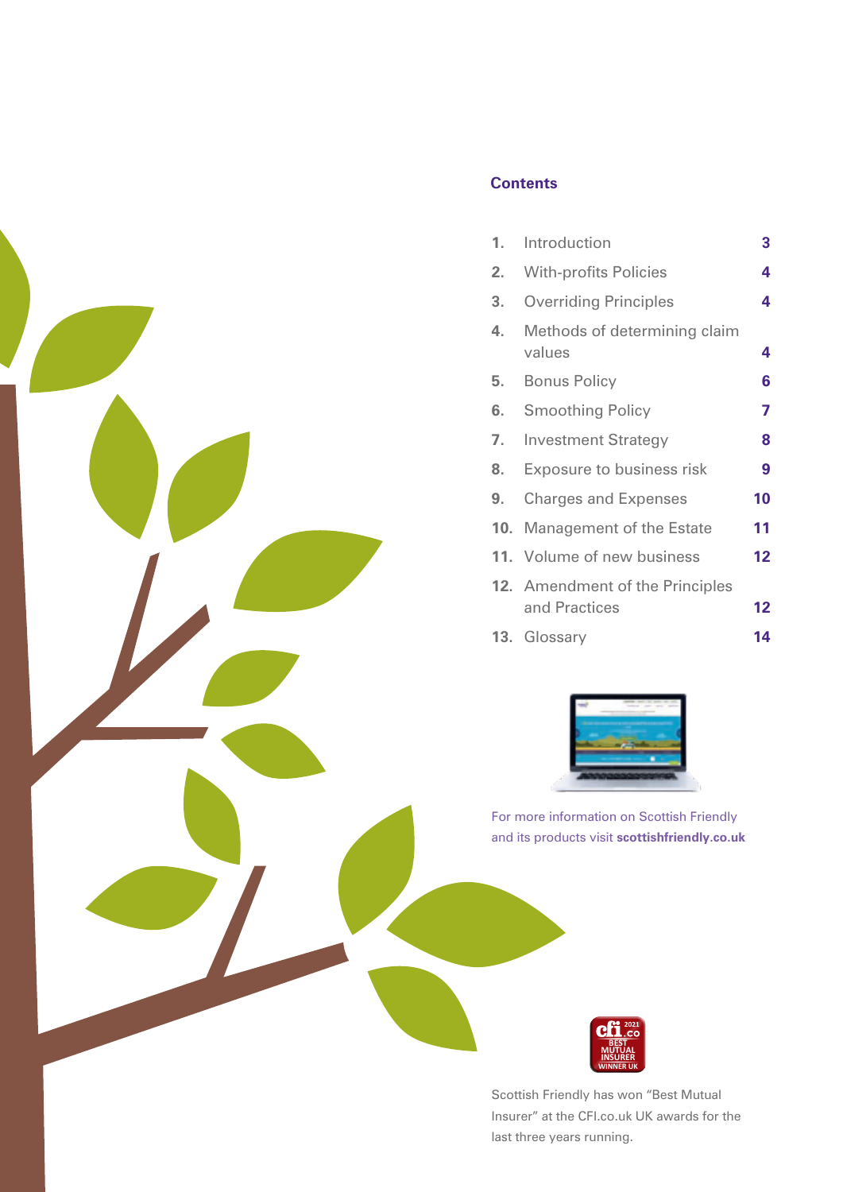## Contents

| | | |
|---|---|---|
| 1. | Introduction | 3 |
| 2. | With-profits Policies | 4 |
| 3. | Overriding Principles | 4 |
| 4. | Methods of determining claim values | 4 |
| 5. | Bonus Policy | 6 |
| 6. | Smoothing Policy | 7 |
| 7. | Investment Strategy | 8 |
| 8. | Exposure to business risk | 9 |
| 9. | Charges and Expenses | 10 |
| 10. | Management of the Estate | 11 |
| 11. | Volume of new business | 12 |
| 12. | Amendment of the Principles and Practices | 12 |
| 13. | Glossary | 14 |

For more information on Scottish Friendly and its products visit **scottishfriendly.co.uk**

Scottish Friendly has won "Best Mutual Insurer" at the CFI.co.uk UK awards for the last three years running.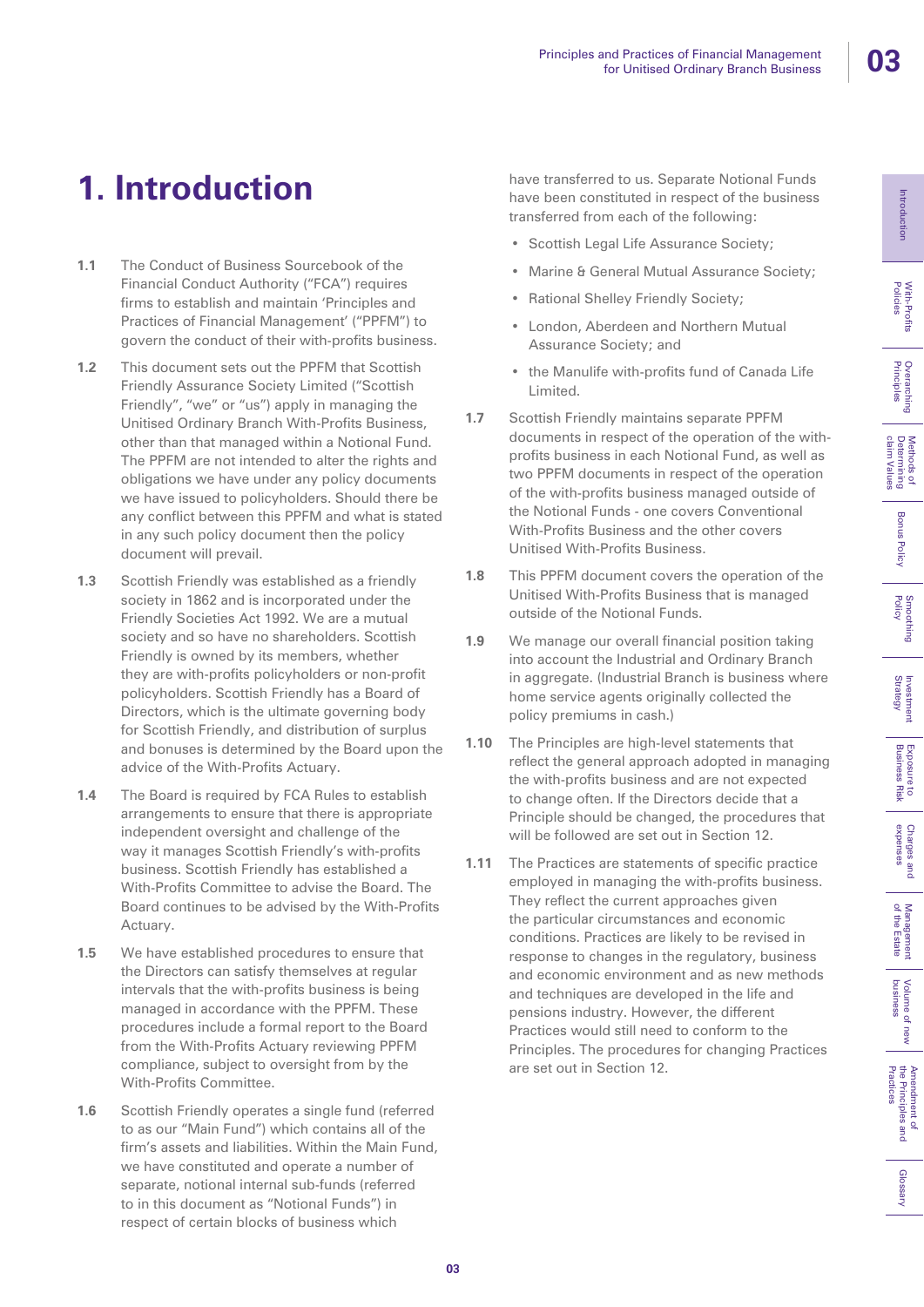# 1. Introduction

**1.1** The Conduct of Business Sourcebook of the Financial Conduct Authority ("FCA") requires firms to establish and maintain 'Principles and Practices of Financial Management' ("PPFM") to govern the conduct of their with-profits business.

**1.2** This document sets out the PPFM that Scottish Friendly Assurance Society Limited ("Scottish Friendly", "we" or "us") apply in managing the Unitised Ordinary Branch With-Profits Business, other than that managed within a Notional Fund. The PPFM are not intended to alter the rights and obligations we have under any policy documents we have issued to policyholders. Should there be any conflict between this PPFM and what is stated in any such policy document then the policy document will prevail.

**1.3** Scottish Friendly was established as a friendly society in 1862 and is incorporated under the Friendly Societies Act 1992. We are a mutual society and so have no shareholders. Scottish Friendly is owned by its members, whether they are with-profits policyholders or non-profit policyholders. Scottish Friendly has a Board of Directors, which is the ultimate governing body for Scottish Friendly, and distribution of surplus and bonuses is determined by the Board upon the advice of the With-Profits Actuary.

**1.4** The Board is required by FCA Rules to establish arrangements to ensure that there is appropriate independent oversight and challenge of the way it manages Scottish Friendly's with-profits business. Scottish Friendly has established a With-Profits Committee to advise the Board. The Board continues to be advised by the With-Profits Actuary.

**1.5** We have established procedures to ensure that the Directors can satisfy themselves at regular intervals that the with-profits business is being managed in accordance with the PPFM. These procedures include a formal report to the Board from the With-Profits Actuary reviewing PPFM compliance, subject to oversight from by the With-Profits Committee.

**1.6** Scottish Friendly operates a single fund (referred to as our "Main Fund") which contains all of the firm's assets and liabilities. Within the Main Fund, we have constituted and operate a number of separate, notional internal sub-funds (referred to in this document as "Notional Funds") in respect of certain blocks of business which have transferred to us. Separate Notional Funds have been constituted in respect of the business transferred from each of the following:

- Scottish Legal Life Assurance Society;
- Marine & General Mutual Assurance Society;
- Rational Shelley Friendly Society;
- London, Aberdeen and Northern Mutual Assurance Society; and
- the Manulife with-profits fund of Canada Life Limited.

**1.7** Scottish Friendly maintains separate PPFM documents in respect of the operation of the with-profits business in each Notional Fund, as well as two PPFM documents in respect of the operation of the with-profits business managed outside of the Notional Funds - one covers Conventional With-Profits Business and the other covers Unitised With-Profits Business.

**1.8** This PPFM document covers the operation of the Unitised With-Profits Business that is managed outside of the Notional Funds.

**1.9** We manage our overall financial position taking into account the Industrial and Ordinary Branch in aggregate. (Industrial Branch is business where home service agents originally collected the policy premiums in cash.)

**1.10** The Principles are high-level statements that reflect the general approach adopted in managing the with-profits business and are not expected to change often. If the Directors decide that a Principle should be changed, the procedures that will be followed are set out in Section 12.

**1.11** The Practices are statements of specific practice employed in managing the with-profits business. They reflect the current approaches given the particular circumstances and economic conditions. Practices are likely to be revised in response to changes in the regulatory, business and economic environment and as new methods and techniques are developed in the life and pensions industry. However, the different Practices would still need to conform to the Principles. The procedures for changing Practices are set out in Section 12.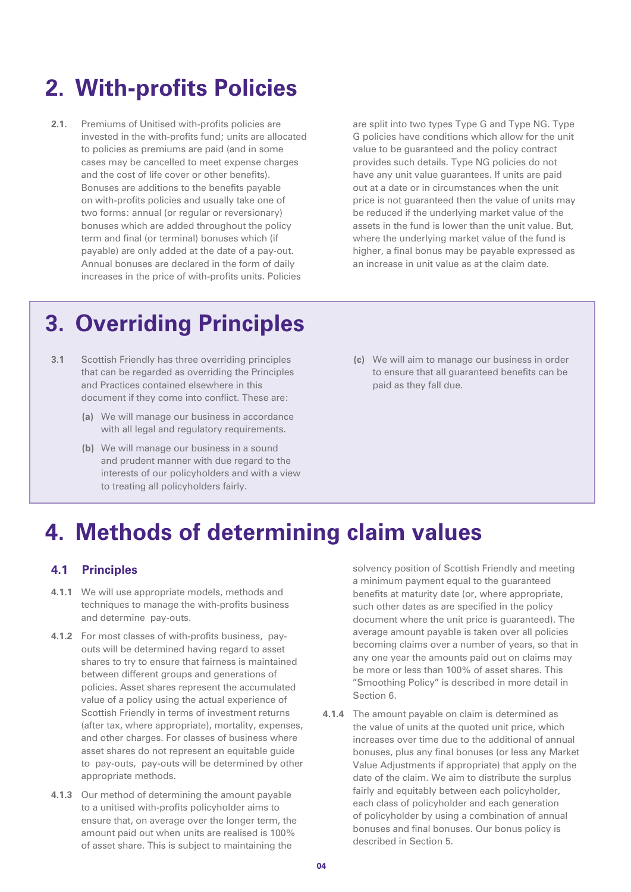# 2. With-profits Policies

**2.1.** Premiums of Unitised with-profits policies are invested in the with-profits fund; units are allocated to policies as premiums are paid (and in some cases may be cancelled to meet expense charges and the cost of life cover or other benefits). Bonuses are additions to the benefits payable on with-profits policies and usually take one of two forms: annual (or regular or reversionary) bonuses which are added throughout the policy term and final (or terminal) bonuses which (if payable) are only added at the date of a pay-out. Annual bonuses are declared in the form of daily increases in the price of with-profits units. Policies are split into two types Type G and Type NG. Type G policies have conditions which allow for the unit value to be guaranteed and the policy contract provides such details. Type NG policies do not have any unit value guarantees. If units are paid out at a date or in circumstances when the unit price is not guaranteed then the value of units may be reduced if the underlying market value of the assets in the fund is lower than the unit value. But, where the underlying market value of the fund is higher, a final bonus may be payable expressed as an increase in unit value as at the claim date.

# 3. Overriding Principles

**3.1** Scottish Friendly has three overriding principles that can be regarded as overriding the Principles and Practices contained elsewhere in this document if they come into conflict. These are:

**(a)** We will manage our business in accordance with all legal and regulatory requirements.

**(b)** We will manage our business in a sound and prudent manner with due regard to the interests of our policyholders and with a view to treating all policyholders fairly.

**(c)** We will aim to manage our business in order to ensure that all guaranteed benefits can be paid as they fall due.

# 4. Methods of determining claim values

## 4.1 Principles

**4.1.1** We will use appropriate models, methods and techniques to manage the with-profits business and determine pay-outs.

**4.1.2** For most classes of with-profits business, pay-outs will be determined having regard to asset shares to try to ensure that fairness is maintained between different groups and generations of policies. Asset shares represent the accumulated value of a policy using the actual experience of Scottish Friendly in terms of investment returns (after tax, where appropriate), mortality, expenses, and other charges. For classes of business where asset shares do not represent an equitable guide to pay-outs, pay-outs will be determined by other appropriate methods.

**4.1.3** Our method of determining the amount payable to a unitised with-profits policyholder aims to ensure that, on average over the longer term, the amount paid out when units are realised is 100% of asset share. This is subject to maintaining the solvency position of Scottish Friendly and meeting a minimum payment equal to the guaranteed benefits at maturity date (or, where appropriate, such other dates as are specified in the policy document where the unit price is guaranteed). The average amount payable is taken over all policies becoming claims over a number of years, so that in any one year the amounts paid out on claims may be more or less than 100% of asset shares. This "Smoothing Policy" is described in more detail in Section 6.

**4.1.4** The amount payable on claim is determined as the value of units at the quoted unit price, which increases over time due to the additional of annual bonuses, plus any final bonuses (or less any Market Value Adjustments if appropriate) that apply on the date of the claim. We aim to distribute the surplus fairly and equitably between each policyholder, each class of policyholder and each generation of policyholder by using a combination of annual bonuses and final bonuses. Our bonus policy is described in Section 5.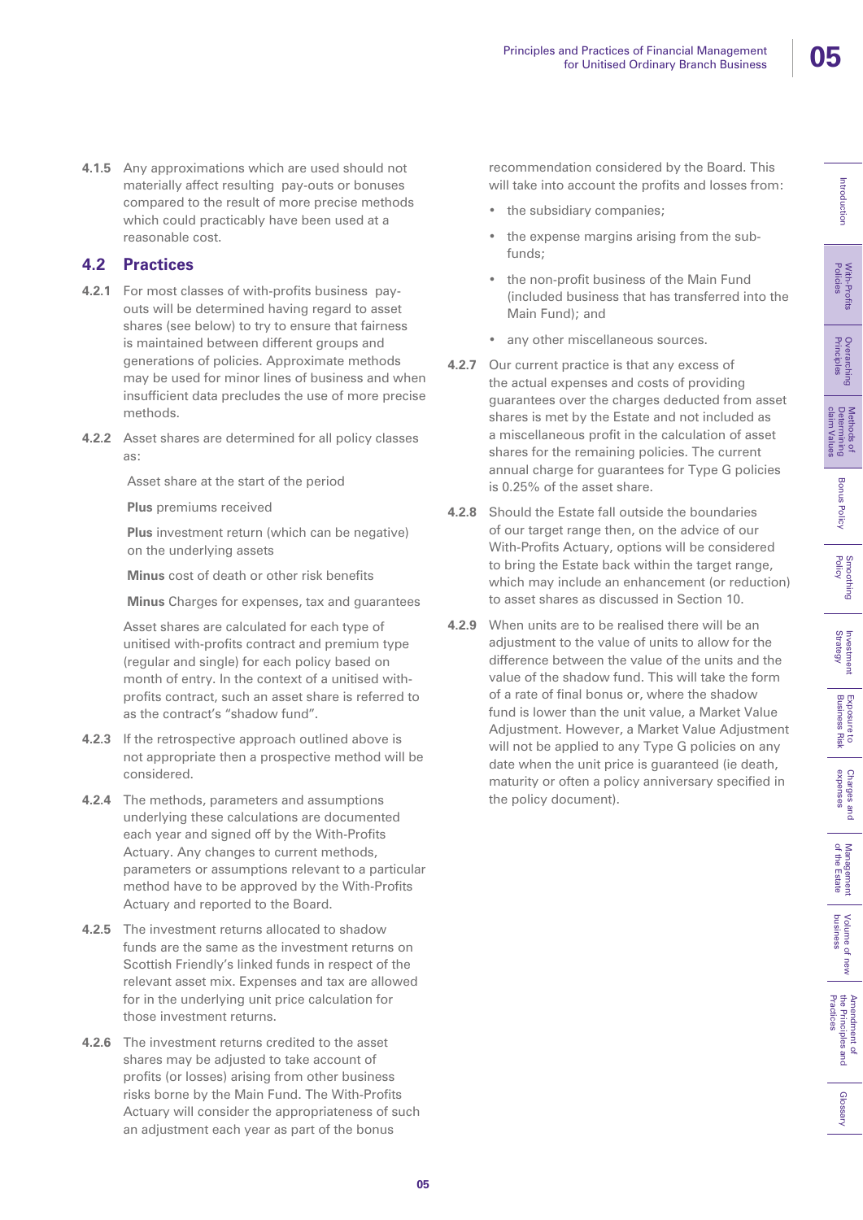**4.1.5** Any approximations which are used should not materially affect resulting pay-outs or bonuses compared to the result of more precise methods which could practicably have been used at a reasonable cost.

## 4.2 Practices

**4.2.1** For most classes of with-profits business pay-outs will be determined having regard to asset shares (see below) to try to ensure that fairness is maintained between different groups and generations of policies. Approximate methods may be used for minor lines of business and when insufficient data precludes the use of more precise methods.

**4.2.2** Asset shares are determined for all policy classes as:

Asset share at the start of the period

**Plus** premiums received

**Plus** investment return (which can be negative) on the underlying assets

**Minus** cost of death or other risk benefits

**Minus** Charges for expenses, tax and guarantees

Asset shares are calculated for each type of unitised with-profits contract and premium type (regular and single) for each policy based on month of entry. In the context of a unitised with-profits contract, such an asset share is referred to as the contract's "shadow fund".

**4.2.3** If the retrospective approach outlined above is not appropriate then a prospective method will be considered.

**4.2.4** The methods, parameters and assumptions underlying these calculations are documented each year and signed off by the With-Profits Actuary. Any changes to current methods, parameters or assumptions relevant to a particular method have to be approved by the With-Profits Actuary and reported to the Board.

**4.2.5** The investment returns allocated to shadow funds are the same as the investment returns on Scottish Friendly's linked funds in respect of the relevant asset mix. Expenses and tax are allowed for in the underlying unit price calculation for those investment returns.

**4.2.6** The investment returns credited to the asset shares may be adjusted to take account of profits (or losses) arising from other business risks borne by the Main Fund. The With-Profits Actuary will consider the appropriateness of such an adjustment each year as part of the bonus recommendation considered by the Board. This will take into account the profits and losses from:

- the subsidiary companies;
- the expense margins arising from the sub-funds;
- the non-profit business of the Main Fund (included business that has transferred into the Main Fund); and
- any other miscellaneous sources.

**4.2.7** Our current practice is that any excess of the actual expenses and costs of providing guarantees over the charges deducted from asset shares is met by the Estate and not included as a miscellaneous profit in the calculation of asset shares for the remaining policies. The current annual charge for guarantees for Type G policies is 0.25% of the asset share.

**4.2.8** Should the Estate fall outside the boundaries of our target range then, on the advice of our With-Profits Actuary, options will be considered to bring the Estate back within the target range, which may include an enhancement (or reduction) to asset shares as discussed in Section 10.

**4.2.9** When units are to be realised there will be an adjustment to the value of units to allow for the difference between the value of the units and the value of the shadow fund. This will take the form of a rate of final bonus or, where the shadow fund is lower than the unit value, a Market Value Adjustment. However, a Market Value Adjustment will not be applied to any Type G policies on any date when the unit price is guaranteed (ie death, maturity or often a policy anniversary specified in the policy document).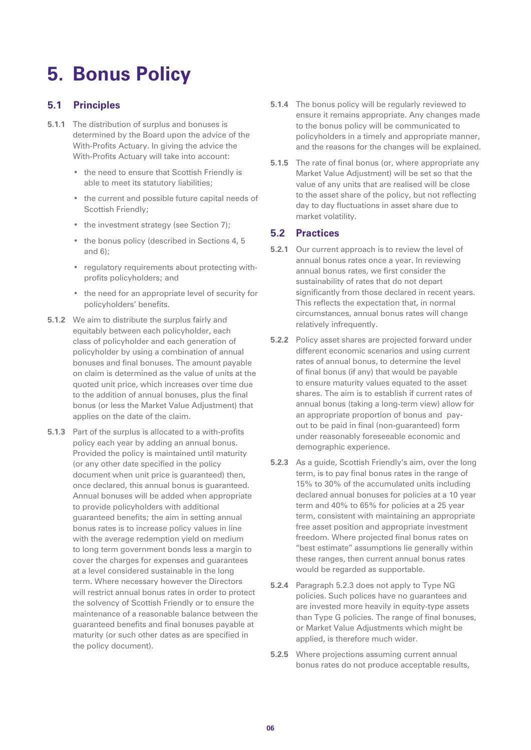# 5. Bonus Policy

## 5.1 Principles

**5.1.1** The distribution of surplus and bonuses is determined by the Board upon the advice of the With-Profits Actuary. In giving the advice the With-Profits Actuary will take into account:

- the need to ensure that Scottish Friendly is able to meet its statutory liabilities;
- the current and possible future capital needs of Scottish Friendly;
- the investment strategy (see Section 7);
- the bonus policy (described in Sections 4, 5 and 6);
- regulatory requirements about protecting with-profits policyholders; and
- the need for an appropriate level of security for policyholders' benefits.

**5.1.2** We aim to distribute the surplus fairly and equitably between each policyholder, each class of policyholder and each generation of policyholder by using a combination of annual bonuses and final bonuses. The amount payable on claim is determined as the value of units at the quoted unit price, which increases over time due to the addition of annual bonuses, plus the final bonus (or less the Market Value Adjustment) that applies on the date of the claim.

**5.1.3** Part of the surplus is allocated to a with-profits policy each year by adding an annual bonus. Provided the policy is maintained until maturity (or any other date specified in the policy document when unit price is guaranteed) then, once declared, this annual bonus is guaranteed. Annual bonuses will be added when appropriate to provide policyholders with additional guaranteed benefits; the aim in setting annual bonus rates is to increase policy values in line with the average redemption yield on medium to long term government bonds less a margin to cover the charges for expenses and guarantees at a level considered sustainable in the long term. Where necessary however the Directors will restrict annual bonus rates in order to protect the solvency of Scottish Friendly or to ensure the maintenance of a reasonable balance between the guaranteed benefits and final bonuses payable at maturity (or such other dates as are specified in the policy document).

**5.1.4** The bonus policy will be regularly reviewed to ensure it remains appropriate. Any changes made to the bonus policy will be communicated to policyholders in a timely and appropriate manner, and the reasons for the changes will be explained.

**5.1.5** The rate of final bonus (or, where appropriate any Market Value Adjustment) will be set so that the value of any units that are realised will be close to the asset share of the policy, but not reflecting day to day fluctuations in asset share due to market volatility.

## 5.2 Practices

**5.2.1** Our current approach is to review the level of annual bonus rates once a year. In reviewing annual bonus rates, we first consider the sustainability of rates that do not depart significantly from those declared in recent years. This reflects the expectation that, in normal circumstances, annual bonus rates will change relatively infrequently.

**5.2.2** Policy asset shares are projected forward under different economic scenarios and using current rates of annual bonus, to determine the level of final bonus (if any) that would be payable to ensure maturity values equated to the asset shares. The aim is to establish if current rates of annual bonus (taking a long-term view) allow for an appropriate proportion of bonus and pay-out to be paid in final (non-guaranteed) form under reasonably foreseeable economic and demographic experience.

**5.2.3** As a guide, Scottish Friendly's aim, over the long term, is to pay final bonus rates in the range of 15% to 30% of the accumulated units including declared annual bonuses for policies at a 10 year term and 40% to 65% for policies at a 25 year term, consistent with maintaining an appropriate free asset position and appropriate investment freedom. Where projected final bonus rates on "best estimate" assumptions lie generally within these ranges, then current annual bonus rates would be regarded as supportable.

**5.2.4** Paragraph 5.2.3 does not apply to Type NG policies. Such polices have no guarantees and are invested more heavily in equity-type assets than Type G policies. The range of final bonuses, or Market Value Adjustments which might be applied, is therefore much wider.

**5.2.5** Where projections assuming current annual bonus rates do not produce acceptable results,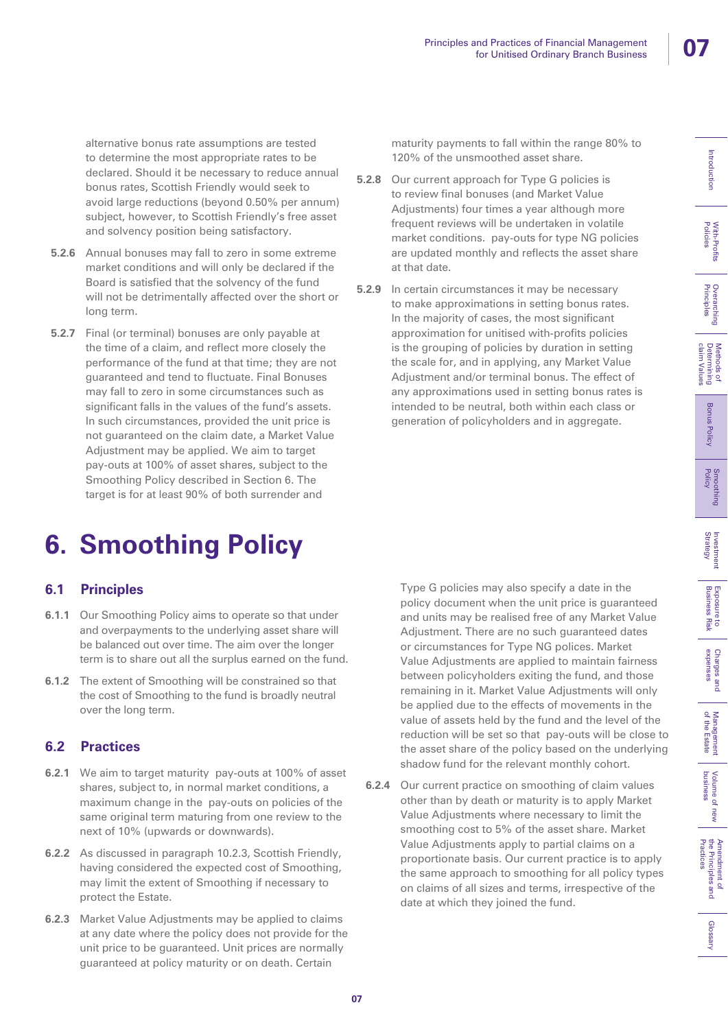alternative bonus rate assumptions are tested to determine the most appropriate rates to be declared. Should it be necessary to reduce annual bonus rates, Scottish Friendly would seek to avoid large reductions (beyond 0.50% per annum) subject, however, to Scottish Friendly's free asset and solvency position being satisfactory.

**5.2.6** Annual bonuses may fall to zero in some extreme market conditions and will only be declared if the Board is satisfied that the solvency of the fund will not be detrimentally affected over the short or long term.

**5.2.7** Final (or terminal) bonuses are only payable at the time of a claim, and reflect more closely the performance of the fund at that time; they are not guaranteed and tend to fluctuate. Final Bonuses may fall to zero in some circumstances such as significant falls in the values of the fund's assets. In such circumstances, provided the unit price is not guaranteed on the claim date, a Market Value Adjustment may be applied. We aim to target pay-outs at 100% of asset shares, subject to the Smoothing Policy described in Section 6. The target is for at least 90% of both surrender and maturity payments to fall within the range 80% to 120% of the unsmoothed asset share.

**5.2.8** Our current approach for Type G policies is to review final bonuses (and Market Value Adjustments) four times a year although more frequent reviews will be undertaken in volatile market conditions. pay-outs for type NG policies are updated monthly and reflects the asset share at that date.

**5.2.9** In certain circumstances it may be necessary to make approximations in setting bonus rates. In the majority of cases, the most significant approximation for unitised with-profits policies is the grouping of policies by duration in setting the scale for, and in applying, any Market Value Adjustment and/or terminal bonus. The effect of any approximations used in setting bonus rates is intended to be neutral, both within each class or generation of policyholders and in aggregate.

# 6. Smoothing Policy

## 6.1 Principles

**6.1.1** Our Smoothing Policy aims to operate so that under and overpayments to the underlying asset share will be balanced out over time. The aim over the longer term is to share out all the surplus earned on the fund.

**6.1.2** The extent of Smoothing will be constrained so that the cost of Smoothing to the fund is broadly neutral over the long term.

## 6.2 Practices

**6.2.1** We aim to target maturity pay-outs at 100% of asset shares, subject to, in normal market conditions, a maximum change in the pay-outs on policies of the same original term maturing from one review to the next of 10% (upwards or downwards).

**6.2.2** As discussed in paragraph 10.2.3, Scottish Friendly, having considered the expected cost of Smoothing, may limit the extent of Smoothing if necessary to protect the Estate.

**6.2.3** Market Value Adjustments may be applied to claims at any date where the policy does not provide for the unit price to be guaranteed. Unit prices are normally guaranteed at policy maturity or on death. Certain Type G policies may also specify a date in the policy document when the unit price is guaranteed and units may be realised free of any Market Value Adjustment. There are no such guaranteed dates or circumstances for Type NG polices. Market Value Adjustments are applied to maintain fairness between policyholders exiting the fund, and those remaining in it. Market Value Adjustments will only be applied due to the effects of movements in the value of assets held by the fund and the level of the reduction will be set so that pay-outs will be close to the asset share of the policy based on the underlying shadow fund for the relevant monthly cohort.

**6.2.4** Our current practice on smoothing of claim values other than by death or maturity is to apply Market Value Adjustments where necessary to limit the smoothing cost to 5% of the asset share. Market Value Adjustments apply to partial claims on a proportionate basis. Our current practice is to apply the same approach to smoothing for all policy types on claims of all sizes and terms, irrespective of the date at which they joined the fund.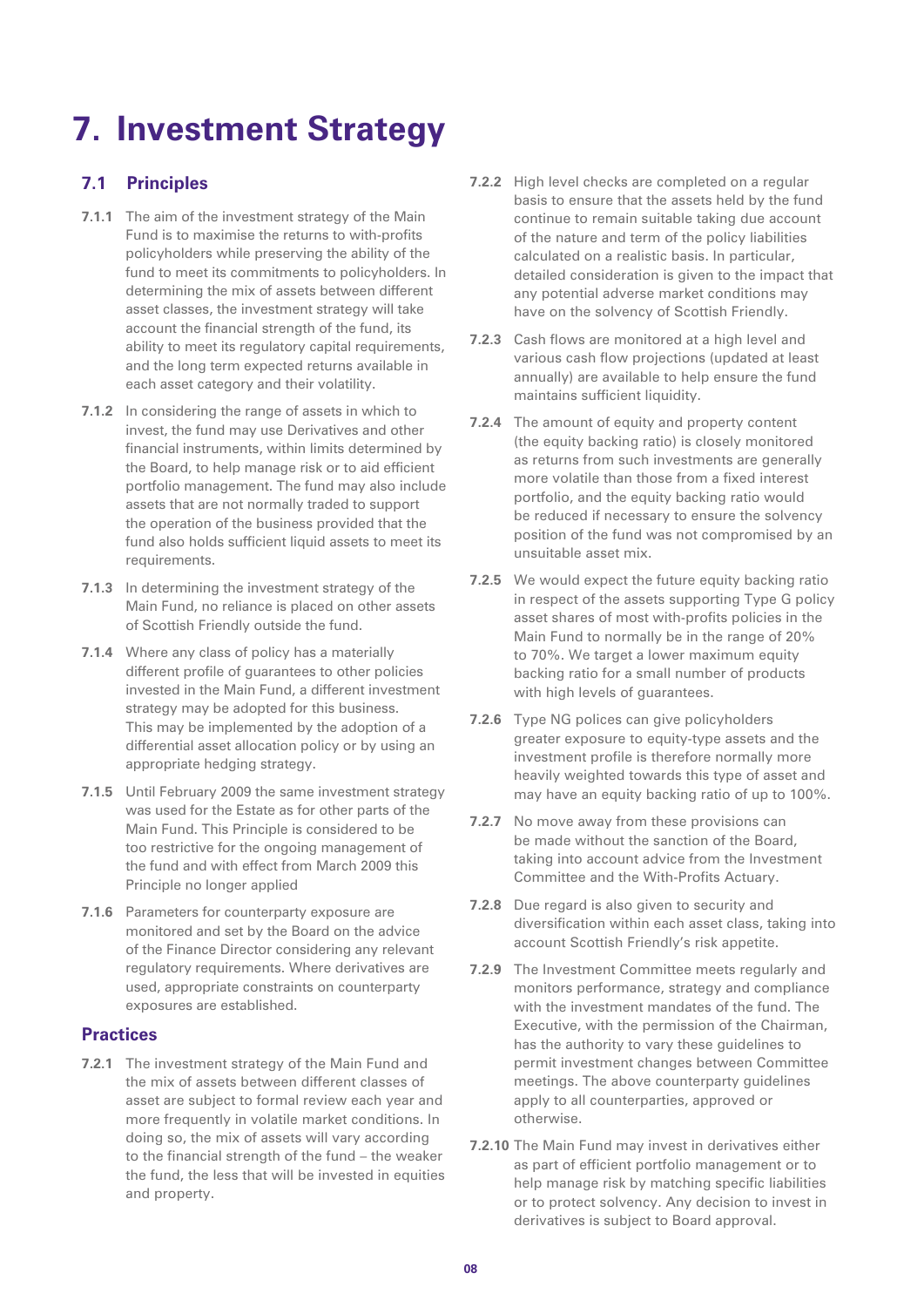# 7. Investment Strategy

## 7.1 Principles

**7.1.1** The aim of the investment strategy of the Main Fund is to maximise the returns to with-profits policyholders while preserving the ability of the fund to meet its commitments to policyholders. In determining the mix of assets between different asset classes, the investment strategy will take account the financial strength of the fund, its ability to meet its regulatory capital requirements, and the long term expected returns available in each asset category and their volatility.

**7.1.2** In considering the range of assets in which to invest, the fund may use Derivatives and other financial instruments, within limits determined by the Board, to help manage risk or to aid efficient portfolio management. The fund may also include assets that are not normally traded to support the operation of the business provided that the fund also holds sufficient liquid assets to meet its requirements.

**7.1.3** In determining the investment strategy of the Main Fund, no reliance is placed on other assets of Scottish Friendly outside the fund.

**7.1.4** Where any class of policy has a materially different profile of guarantees to other policies invested in the Main Fund, a different investment strategy may be adopted for this business. This may be implemented by the adoption of a differential asset allocation policy or by using an appropriate hedging strategy.

**7.1.5** Until February 2009 the same investment strategy was used for the Estate as for other parts of the Main Fund. This Principle is considered to be too restrictive for the ongoing management of the fund and with effect from March 2009 this Principle no longer applied

**7.1.6** Parameters for counterparty exposure are monitored and set by the Board on the advice of the Finance Director considering any relevant regulatory requirements. Where derivatives are used, appropriate constraints on counterparty exposures are established.

## Practices

**7.2.1** The investment strategy of the Main Fund and the mix of assets between different classes of asset are subject to formal review each year and more frequently in volatile market conditions. In doing so, the mix of assets will vary according to the financial strength of the fund – the weaker the fund, the less that will be invested in equities and property.

**7.2.2** High level checks are completed on a regular basis to ensure that the assets held by the fund continue to remain suitable taking due account of the nature and term of the policy liabilities calculated on a realistic basis. In particular, detailed consideration is given to the impact that any potential adverse market conditions may have on the solvency of Scottish Friendly.

**7.2.3** Cash flows are monitored at a high level and various cash flow projections (updated at least annually) are available to help ensure the fund maintains sufficient liquidity.

**7.2.4** The amount of equity and property content (the equity backing ratio) is closely monitored as returns from such investments are generally more volatile than those from a fixed interest portfolio, and the equity backing ratio would be reduced if necessary to ensure the solvency position of the fund was not compromised by an unsuitable asset mix.

**7.2.5** We would expect the future equity backing ratio in respect of the assets supporting Type G policy asset shares of most with-profits policies in the Main Fund to normally be in the range of 20% to 70%. We target a lower maximum equity backing ratio for a small number of products with high levels of guarantees.

**7.2.6** Type NG polices can give policyholders greater exposure to equity-type assets and the investment profile is therefore normally more heavily weighted towards this type of asset and may have an equity backing ratio of up to 100%.

**7.2.7** No move away from these provisions can be made without the sanction of the Board, taking into account advice from the Investment Committee and the With-Profits Actuary.

**7.2.8** Due regard is also given to security and diversification within each asset class, taking into account Scottish Friendly's risk appetite.

**7.2.9** The Investment Committee meets regularly and monitors performance, strategy and compliance with the investment mandates of the fund. The Executive, with the permission of the Chairman, has the authority to vary these guidelines to permit investment changes between Committee meetings. The above counterparty guidelines apply to all counterparties, approved or otherwise.

**7.2.10** The Main Fund may invest in derivatives either as part of efficient portfolio management or to help manage risk by matching specific liabilities or to protect solvency. Any decision to invest in derivatives is subject to Board approval.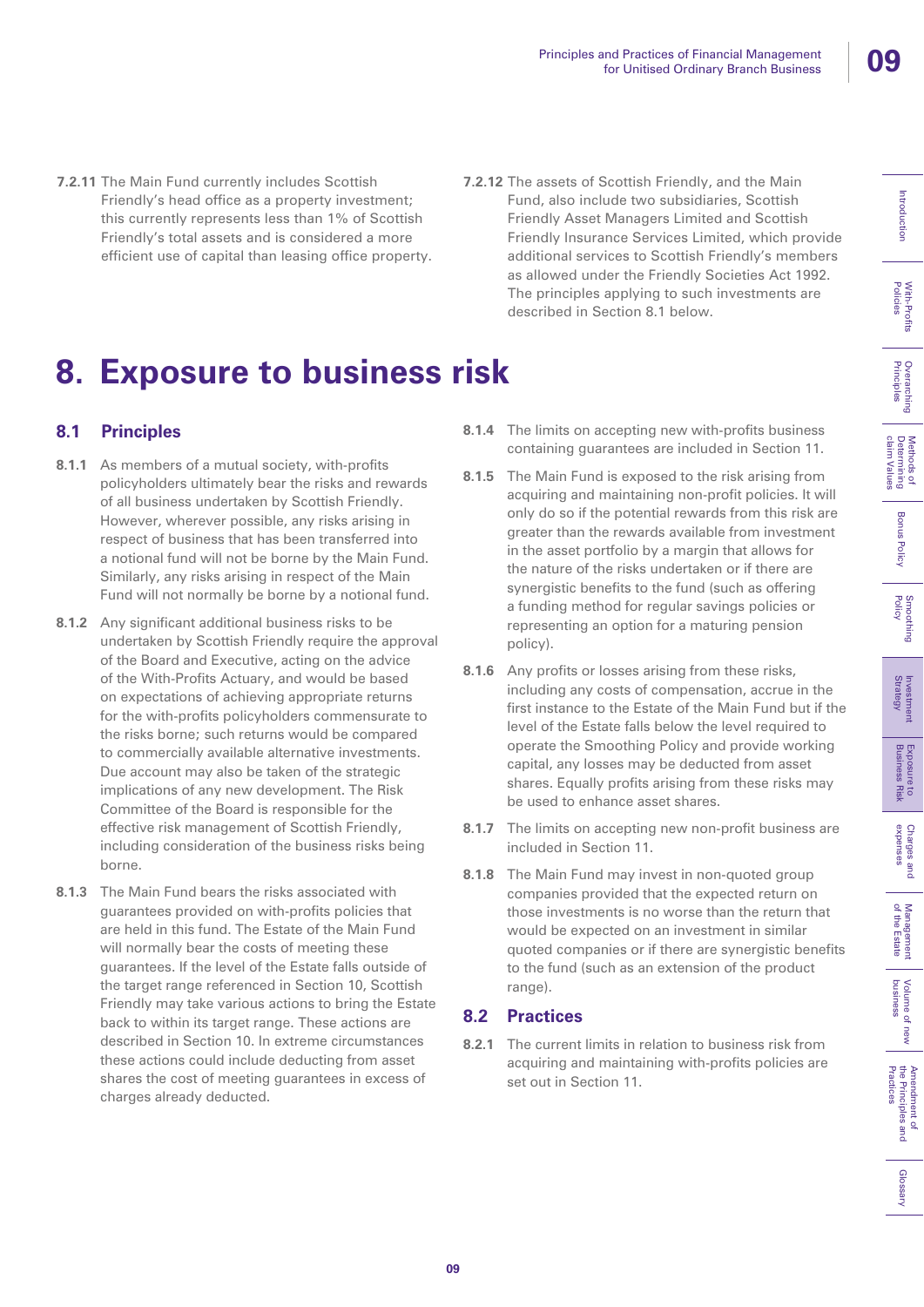**7.2.11** The Main Fund currently includes Scottish Friendly's head office as a property investment; this currently represents less than 1% of Scottish Friendly's total assets and is considered a more efficient use of capital than leasing office property.

**7.2.12** The assets of Scottish Friendly, and the Main Fund, also include two subsidiaries, Scottish Friendly Asset Managers Limited and Scottish Friendly Insurance Services Limited, which provide additional services to Scottish Friendly's members as allowed under the Friendly Societies Act 1992. The principles applying to such investments are described in Section 8.1 below.

# 8. Exposure to business risk

## 8.1 Principles

**8.1.1** As members of a mutual society, with-profits policyholders ultimately bear the risks and rewards of all business undertaken by Scottish Friendly. However, wherever possible, any risks arising in respect of business that has been transferred into a notional fund will not be borne by the Main Fund. Similarly, any risks arising in respect of the Main Fund will not normally be borne by a notional fund.

**8.1.2** Any significant additional business risks to be undertaken by Scottish Friendly require the approval of the Board and Executive, acting on the advice of the With-Profits Actuary, and would be based on expectations of achieving appropriate returns for the with-profits policyholders commensurate to the risks borne; such returns would be compared to commercially available alternative investments. Due account may also be taken of the strategic implications of any new development. The Risk Committee of the Board is responsible for the effective risk management of Scottish Friendly, including consideration of the business risks being borne.

**8.1.3** The Main Fund bears the risks associated with guarantees provided on with-profits policies that are held in this fund. The Estate of the Main Fund will normally bear the costs of meeting these guarantees. If the level of the Estate falls outside of the target range referenced in Section 10, Scottish Friendly may take various actions to bring the Estate back to within its target range. These actions are described in Section 10. In extreme circumstances these actions could include deducting from asset shares the cost of meeting guarantees in excess of charges already deducted.

**8.1.4** The limits on accepting new with-profits business containing guarantees are included in Section 11.

**8.1.5** The Main Fund is exposed to the risk arising from acquiring and maintaining non-profit policies. It will only do so if the potential rewards from this risk are greater than the rewards available from investment in the asset portfolio by a margin that allows for the nature of the risks undertaken or if there are synergistic benefits to the fund (such as offering a funding method for regular savings policies or representing an option for a maturing pension policy).

**8.1.6** Any profits or losses arising from these risks, including any costs of compensation, accrue in the first instance to the Estate of the Main Fund but if the level of the Estate falls below the level required to operate the Smoothing Policy and provide working capital, any losses may be deducted from asset shares. Equally profits arising from these risks may be used to enhance asset shares.

**8.1.7** The limits on accepting new non-profit business are included in Section 11.

**8.1.8** The Main Fund may invest in non-quoted group companies provided that the expected return on those investments is no worse than the return that would be expected on an investment in similar quoted companies or if there are synergistic benefits to the fund (such as an extension of the product range).

## 8.2 Practices

**8.2.1** The current limits in relation to business risk from acquiring and maintaining with-profits policies are set out in Section 11.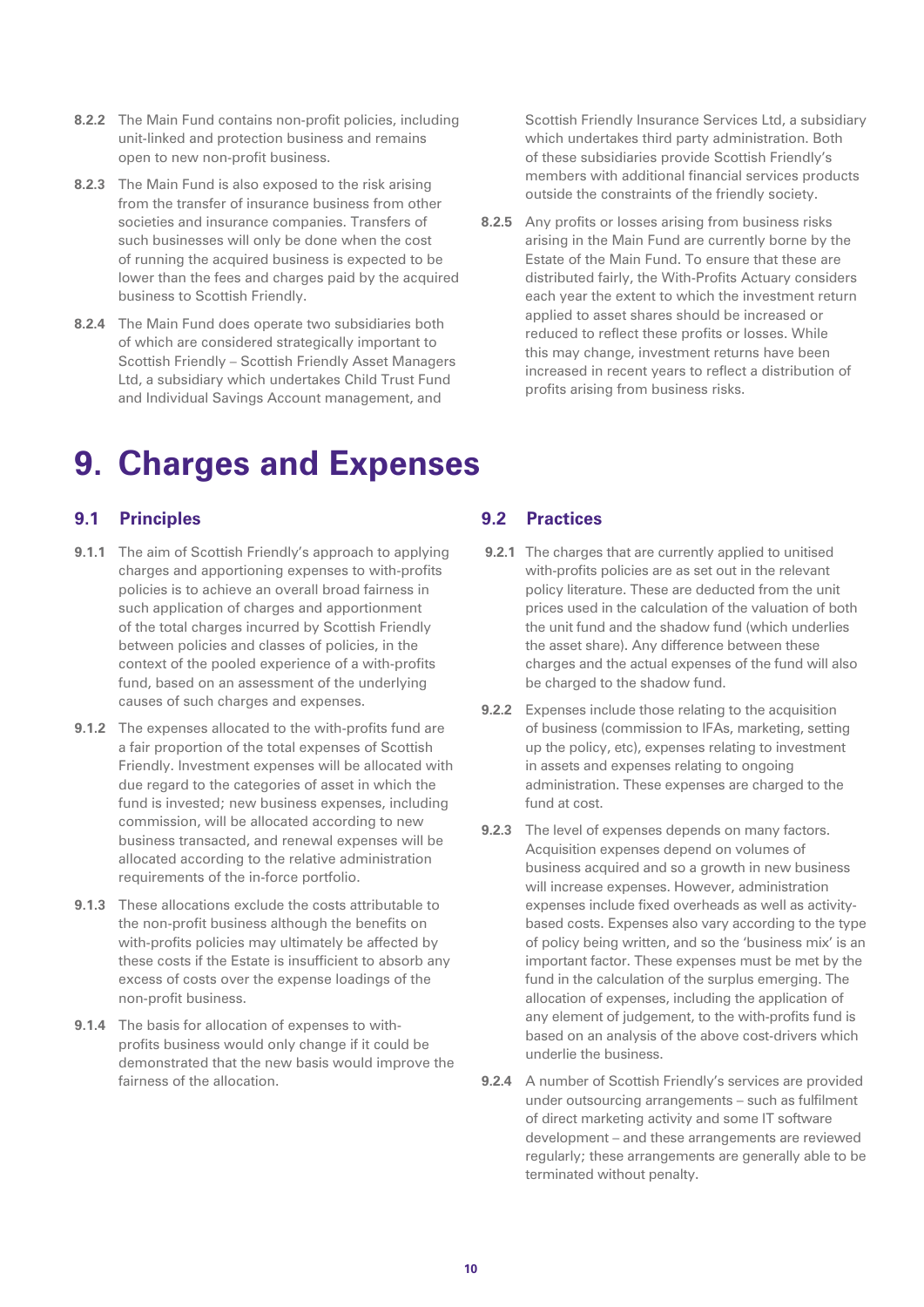**8.2.2** The Main Fund contains non-profit policies, including unit-linked and protection business and remains open to new non-profit business.

**8.2.3** The Main Fund is also exposed to the risk arising from the transfer of insurance business from other societies and insurance companies. Transfers of such businesses will only be done when the cost of running the acquired business is expected to be lower than the fees and charges paid by the acquired business to Scottish Friendly.

**8.2.4** The Main Fund does operate two subsidiaries both of which are considered strategically important to Scottish Friendly – Scottish Friendly Asset Managers Ltd, a subsidiary which undertakes Child Trust Fund and Individual Savings Account management, and Scottish Friendly Insurance Services Ltd, a subsidiary which undertakes third party administration. Both of these subsidiaries provide Scottish Friendly's members with additional financial services products outside the constraints of the friendly society.

**8.2.5** Any profits or losses arising from business risks arising in the Main Fund are currently borne by the Estate of the Main Fund. To ensure that these are distributed fairly, the With-Profits Actuary considers each year the extent to which the investment return applied to asset shares should be increased or reduced to reflect these profits or losses. While this may change, investment returns have been increased in recent years to reflect a distribution of profits arising from business risks.

# 9. Charges and Expenses

## 9.1 Principles

**9.1.1** The aim of Scottish Friendly's approach to applying charges and apportioning expenses to with-profits policies is to achieve an overall broad fairness in such application of charges and apportionment of the total charges incurred by Scottish Friendly between policies and classes of policies, in the context of the pooled experience of a with-profits fund, based on an assessment of the underlying causes of such charges and expenses.

**9.1.2** The expenses allocated to the with-profits fund are a fair proportion of the total expenses of Scottish Friendly. Investment expenses will be allocated with due regard to the categories of asset in which the fund is invested; new business expenses, including commission, will be allocated according to new business transacted, and renewal expenses will be allocated according to the relative administration requirements of the in-force portfolio.

**9.1.3** These allocations exclude the costs attributable to the non-profit business although the benefits on with-profits policies may ultimately be affected by these costs if the Estate is insufficient to absorb any excess of costs over the expense loadings of the non-profit business.

**9.1.4** The basis for allocation of expenses to with-profits business would only change if it could be demonstrated that the new basis would improve the fairness of the allocation.

## 9.2 Practices

**9.2.1** The charges that are currently applied to unitised with-profits policies are as set out in the relevant policy literature. These are deducted from the unit prices used in the calculation of the valuation of both the unit fund and the shadow fund (which underlies the asset share). Any difference between these charges and the actual expenses of the fund will also be charged to the shadow fund.

**9.2.2** Expenses include those relating to the acquisition of business (commission to IFAs, marketing, setting up the policy, etc), expenses relating to investment in assets and expenses relating to ongoing administration. These expenses are charged to the fund at cost.

**9.2.3** The level of expenses depends on many factors. Acquisition expenses depend on volumes of business acquired and so a growth in new business will increase expenses. However, administration expenses include fixed overheads as well as activity-based costs. Expenses also vary according to the type of policy being written, and so the 'business mix' is an important factor. These expenses must be met by the fund in the calculation of the surplus emerging. The allocation of expenses, including the application of any element of judgement, to the with-profits fund is based on an analysis of the above cost-drivers which underlie the business.

**9.2.4** A number of Scottish Friendly's services are provided under outsourcing arrangements – such as fulfilment of direct marketing activity and some IT software development – and these arrangements are reviewed regularly; these arrangements are generally able to be terminated without penalty.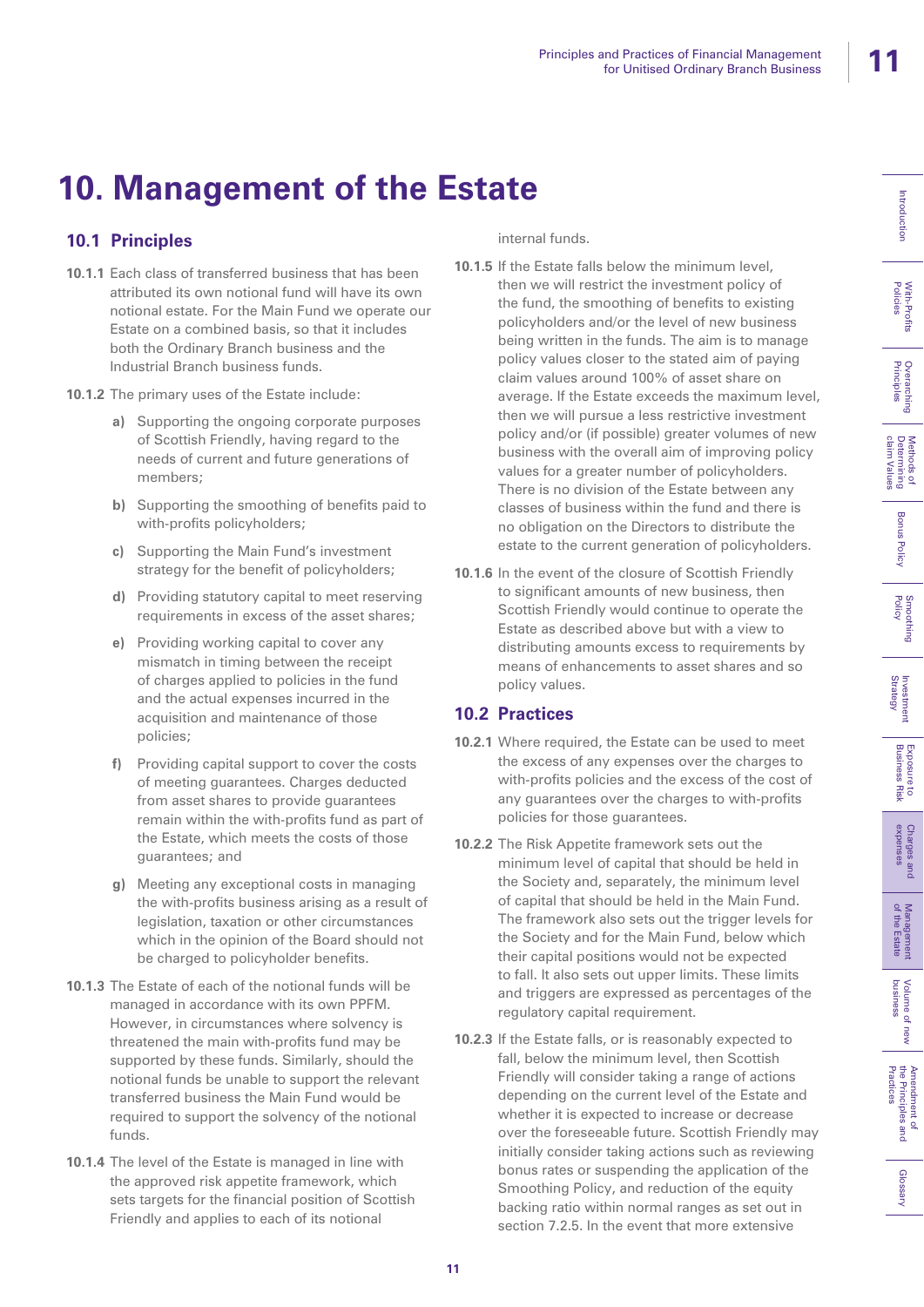# 10. Management of the Estate

## 10.1 Principles

**10.1.1** Each class of transferred business that has been attributed its own notional fund will have its own notional estate. For the Main Fund we operate our Estate on a combined basis, so that it includes both the Ordinary Branch business and the Industrial Branch business funds.

**10.1.2** The primary uses of the Estate include:

- **a)** Supporting the ongoing corporate purposes of Scottish Friendly, having regard to the needs of current and future generations of members;
- **b)** Supporting the smoothing of benefits paid to with-profits policyholders;
- **c)** Supporting the Main Fund's investment strategy for the benefit of policyholders;
- **d)** Providing statutory capital to meet reserving requirements in excess of the asset shares;
- **e)** Providing working capital to cover any mismatch in timing between the receipt of charges applied to policies in the fund and the actual expenses incurred in the acquisition and maintenance of those policies;
- **f)** Providing capital support to cover the costs of meeting guarantees. Charges deducted from asset shares to provide guarantees remain within the with-profits fund as part of the Estate, which meets the costs of those guarantees; and
- **g)** Meeting any exceptional costs in managing the with-profits business arising as a result of legislation, taxation or other circumstances which in the opinion of the Board should not be charged to policyholder benefits.

**10.1.3** The Estate of each of the notional funds will be managed in accordance with its own PPFM. However, in circumstances where solvency is threatened the main with-profits fund may be supported by these funds. Similarly, should the notional funds be unable to support the relevant transferred business the Main Fund would be required to support the solvency of the notional funds.

**10.1.4** The level of the Estate is managed in line with the approved risk appetite framework, which sets targets for the financial position of Scottish Friendly and applies to each of its notional internal funds.

**10.1.5** If the Estate falls below the minimum level, then we will restrict the investment policy of the fund, the smoothing of benefits to existing policyholders and/or the level of new business being written in the funds. The aim is to manage policy values closer to the stated aim of paying claim values around 100% of asset share on average. If the Estate exceeds the maximum level, then we will pursue a less restrictive investment policy and/or (if possible) greater volumes of new business with the overall aim of improving policy values for a greater number of policyholders. There is no division of the Estate between any classes of business within the fund and there is no obligation on the Directors to distribute the estate to the current generation of policyholders.

**10.1.6** In the event of the closure of Scottish Friendly to significant amounts of new business, then Scottish Friendly would continue to operate the Estate as described above but with a view to distributing amounts excess to requirements by means of enhancements to asset shares and so policy values.

## 10.2 Practices

**10.2.1** Where required, the Estate can be used to meet the excess of any expenses over the charges to with-profits policies and the excess of the cost of any guarantees over the charges to with-profits policies for those guarantees.

**10.2.2** The Risk Appetite framework sets out the minimum level of capital that should be held in the Society and, separately, the minimum level of capital that should be held in the Main Fund. The framework also sets out the trigger levels for the Society and for the Main Fund, below which their capital positions would not be expected to fall. It also sets out upper limits. These limits and triggers are expressed as percentages of the regulatory capital requirement.

**10.2.3** If the Estate falls, or is reasonably expected to fall, below the minimum level, then Scottish Friendly will consider taking a range of actions depending on the current level of the Estate and whether it is expected to increase or decrease over the foreseeable future. Scottish Friendly may initially consider taking actions such as reviewing bonus rates or suspending the application of the Smoothing Policy, and reduction of the equity backing ratio within normal ranges as set out in section 7.2.5. In the event that more extensive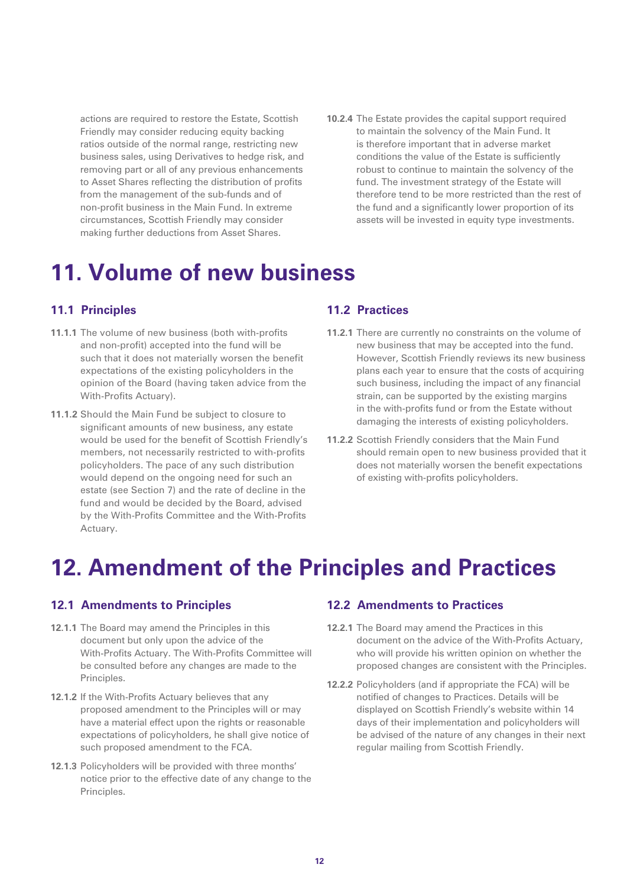actions are required to restore the Estate, Scottish Friendly may consider reducing equity backing ratios outside of the normal range, restricting new business sales, using Derivatives to hedge risk, and removing part or all of any previous enhancements to Asset Shares reflecting the distribution of profits from the management of the sub-funds and of non-profit business in the Main Fund. In extreme circumstances, Scottish Friendly may consider making further deductions from Asset Shares.

**10.2.4** The Estate provides the capital support required to maintain the solvency of the Main Fund. It is therefore important that in adverse market conditions the value of the Estate is sufficiently robust to continue to maintain the solvency of the fund. The investment strategy of the Estate will therefore tend to be more restricted than the rest of the fund and a significantly lower proportion of its assets will be invested in equity type investments.

# 11. Volume of new business

## 11.1 Principles

**11.1.1** The volume of new business (both with-profits and non-profit) accepted into the fund will be such that it does not materially worsen the benefit expectations of the existing policyholders in the opinion of the Board (having taken advice from the With-Profits Actuary).

**11.1.2** Should the Main Fund be subject to closure to significant amounts of new business, any estate would be used for the benefit of Scottish Friendly's members, not necessarily restricted to with-profits policyholders. The pace of any such distribution would depend on the ongoing need for such an estate (see Section 7) and the rate of decline in the fund and would be decided by the Board, advised by the With-Profits Committee and the With-Profits Actuary.

## 11.2 Practices

**11.2.1** There are currently no constraints on the volume of new business that may be accepted into the fund. However, Scottish Friendly reviews its new business plans each year to ensure that the costs of acquiring such business, including the impact of any financial strain, can be supported by the existing margins in the with-profits fund or from the Estate without damaging the interests of existing policyholders.

**11.2.2** Scottish Friendly considers that the Main Fund should remain open to new business provided that it does not materially worsen the benefit expectations of existing with-profits policyholders.

# 12. Amendment of the Principles and Practices

## 12.1 Amendments to Principles

**12.1.1** The Board may amend the Principles in this document but only upon the advice of the With-Profits Actuary. The With-Profits Committee will be consulted before any changes are made to the Principles.

**12.1.2** If the With-Profits Actuary believes that any proposed amendment to the Principles will or may have a material effect upon the rights or reasonable expectations of policyholders, he shall give notice of such proposed amendment to the FCA.

**12.1.3** Policyholders will be provided with three months' notice prior to the effective date of any change to the Principles.

## 12.2 Amendments to Practices

**12.2.1** The Board may amend the Practices in this document on the advice of the With-Profits Actuary, who will provide his written opinion on whether the proposed changes are consistent with the Principles.

**12.2.2** Policyholders (and if appropriate the FCA) will be notified of changes to Practices. Details will be displayed on Scottish Friendly's website within 14 days of their implementation and policyholders will be advised of the nature of any changes in their next regular mailing from Scottish Friendly.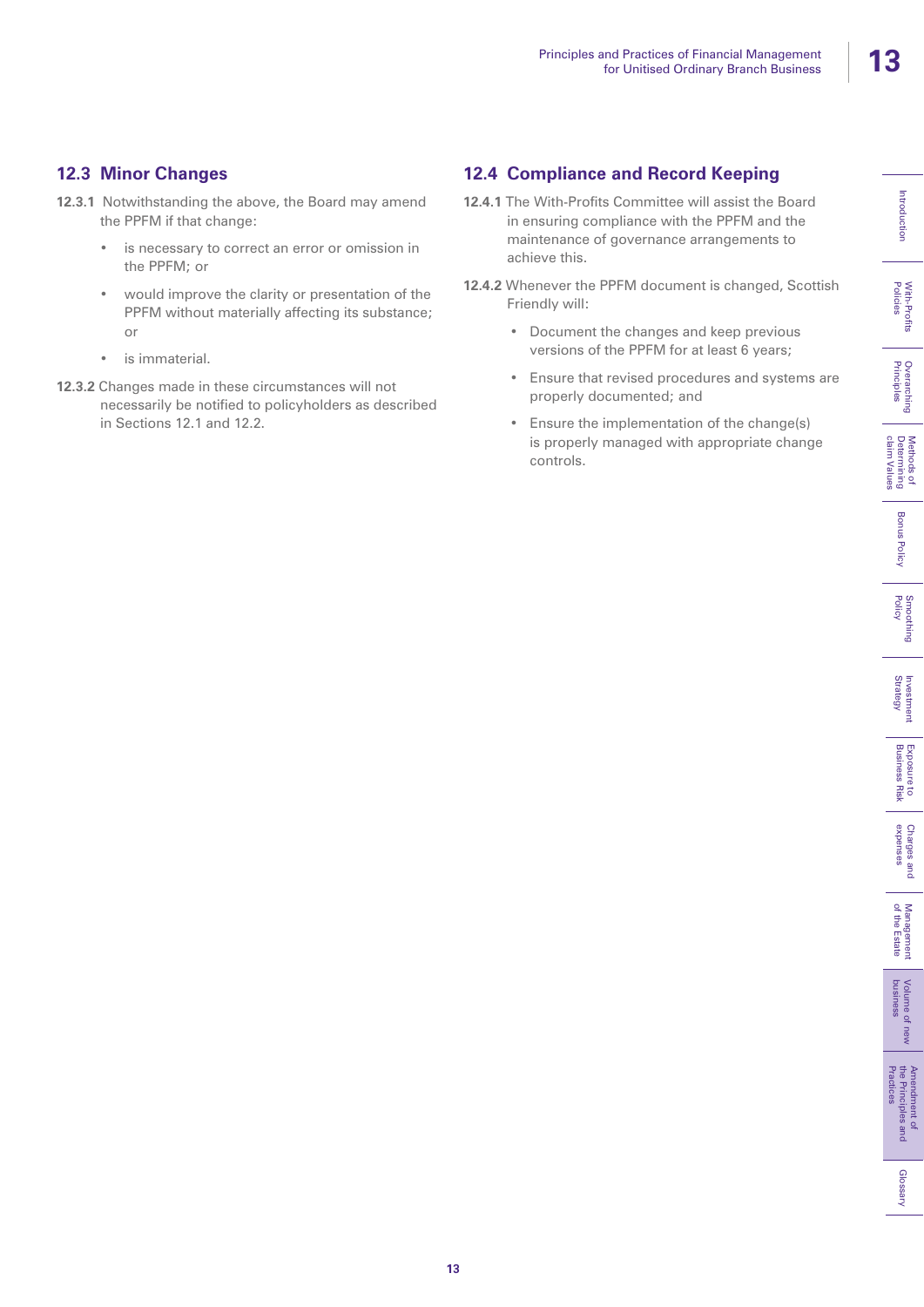## 12.3 Minor Changes

**12.3.1** Notwithstanding the above, the Board may amend the PPFM if that change:

- is necessary to correct an error or omission in the PPFM; or
- would improve the clarity or presentation of the PPFM without materially affecting its substance; or
- is immaterial.

**12.3.2** Changes made in these circumstances will not necessarily be notified to policyholders as described in Sections 12.1 and 12.2.

## 12.4 Compliance and Record Keeping

**12.4.1** The With-Profits Committee will assist the Board in ensuring compliance with the PPFM and the maintenance of governance arrangements to achieve this.

**12.4.2** Whenever the PPFM document is changed, Scottish Friendly will:

- Document the changes and keep previous versions of the PPFM for at least 6 years;
- Ensure that revised procedures and systems are properly documented; and
- Ensure the implementation of the change(s) is properly managed with appropriate change controls.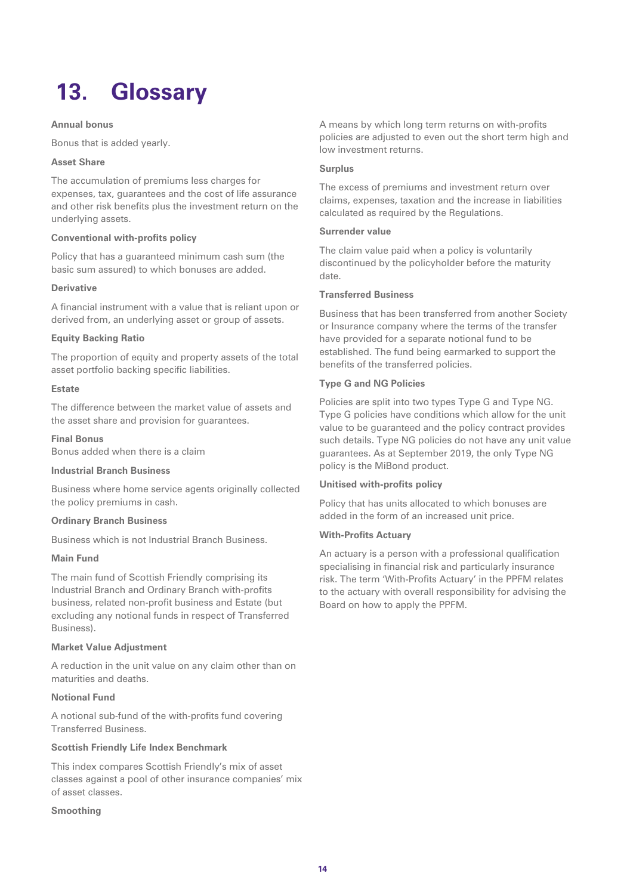# 13. Glossary

**Annual bonus**

Bonus that is added yearly.

**Asset Share**

The accumulation of premiums less charges for expenses, tax, guarantees and the cost of life assurance and other risk benefits plus the investment return on the underlying assets.

**Conventional with-profits policy**

Policy that has a guaranteed minimum cash sum (the basic sum assured) to which bonuses are added.

**Derivative**

A financial instrument with a value that is reliant upon or derived from, an underlying asset or group of assets.

**Equity Backing Ratio**

The proportion of equity and property assets of the total asset portfolio backing specific liabilities.

**Estate**

The difference between the market value of assets and the asset share and provision for guarantees.

**Final Bonus**

Bonus added when there is a claim

**Industrial Branch Business**

Business where home service agents originally collected the policy premiums in cash.

**Ordinary Branch Business**

Business which is not Industrial Branch Business.

**Main Fund**

The main fund of Scottish Friendly comprising its Industrial Branch and Ordinary Branch with-profits business, related non-profit business and Estate (but excluding any notional funds in respect of Transferred Business).

**Market Value Adjustment**

A reduction in the unit value on any claim other than on maturities and deaths.

**Notional Fund**

A notional sub-fund of the with-profits fund covering Transferred Business.

**Scottish Friendly Life Index Benchmark**

This index compares Scottish Friendly's mix of asset classes against a pool of other insurance companies' mix of asset classes.

**Smoothing**

A means by which long term returns on with-profits policies are adjusted to even out the short term high and low investment returns.

**Surplus**

The excess of premiums and investment return over claims, expenses, taxation and the increase in liabilities calculated as required by the Regulations.

**Surrender value**

The claim value paid when a policy is voluntarily discontinued by the policyholder before the maturity date.

**Transferred Business**

Business that has been transferred from another Society or Insurance company where the terms of the transfer have provided for a separate notional fund to be established. The fund being earmarked to support the benefits of the transferred policies.

**Type G and NG Policies**

Policies are split into two types Type G and Type NG. Type G policies have conditions which allow for the unit value to be guaranteed and the policy contract provides such details. Type NG policies do not have any unit value guarantees. As at September 2019, the only Type NG policy is the MiBond product.

**Unitised with-profits policy**

Policy that has units allocated to which bonuses are added in the form of an increased unit price.

**With-Profits Actuary**

An actuary is a person with a professional qualification specialising in financial risk and particularly insurance risk. The term 'With-Profits Actuary' in the PPFM relates to the actuary with overall responsibility for advising the Board on how to apply the PPFM.